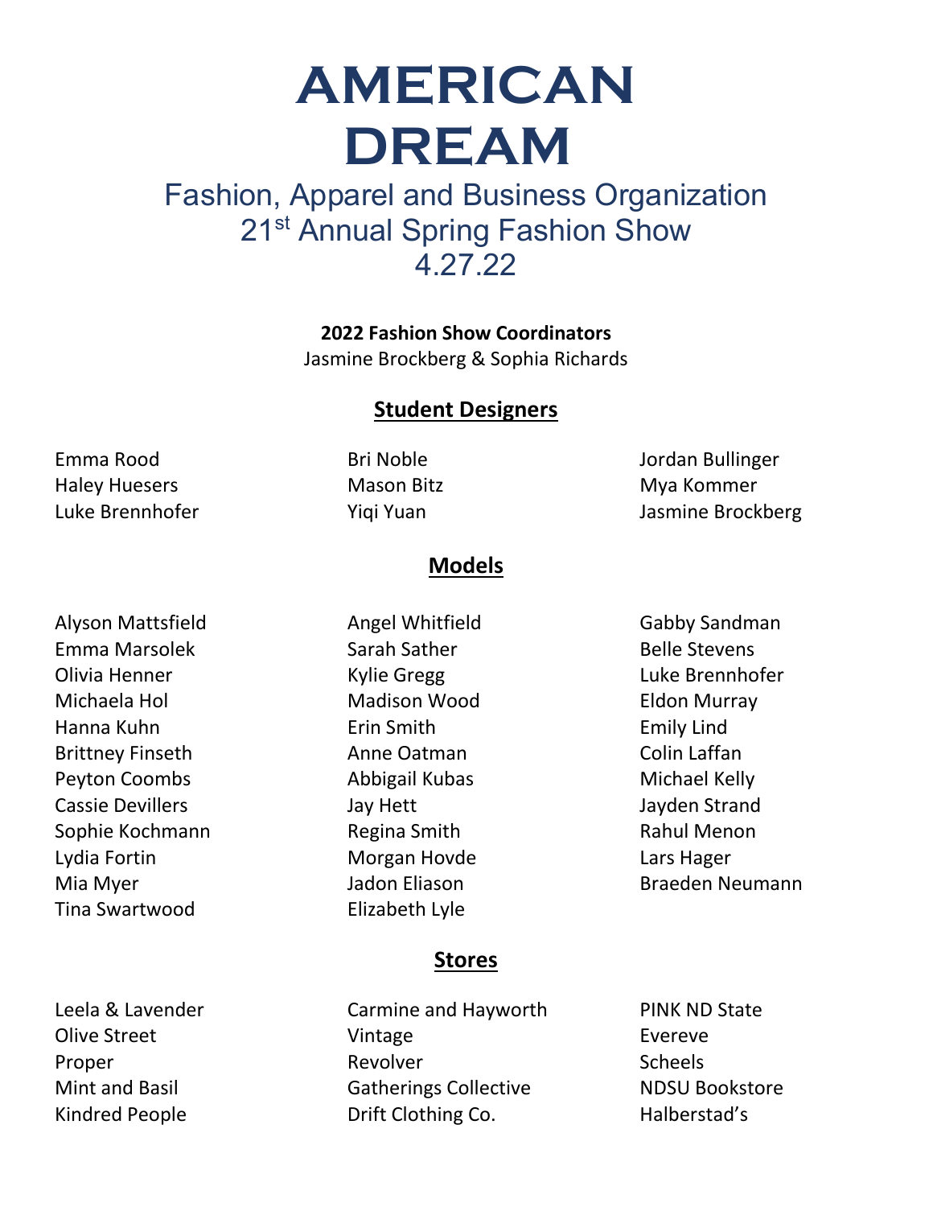# AMERICAN DREAM

## Fashion, Apparel and Business Organization
## 21st Annual Spring Fashion Show
## 4.27.22

**2022 Fashion Show Coordinators**
Jasmine Brockberg & Sophia Richards

### Student Designers

Emma Rood
Haley Huesers
Luke Brennhofer
Bri Noble
Mason Bitz
Yiqi Yuan
Jordan Bullinger
Mya Kommer
Jasmine Brockberg

### Models

Alyson Mattsfield
Emma Marsolek
Olivia Henner
Michaela Hol
Hanna Kuhn
Brittney Finseth
Peyton Coombs
Cassie Devillers
Sophie Kochmann
Lydia Fortin
Mia Myer
Tina Swartwood
Angel Whitfield
Sarah Sather
Kylie Gregg
Madison Wood
Erin Smith
Anne Oatman
Abbigail Kubas
Jay Hett
Regina Smith
Morgan Hovde
Jadon Eliason
Elizabeth Lyle
Gabby Sandman
Belle Stevens
Luke Brennhofer
Eldon Murray
Emily Lind
Colin Laffan
Michael Kelly
Jayden Strand
Rahul Menon
Lars Hager
Braeden Neumann

### Stores

Leela & Lavender
Olive Street
Proper
Mint and Basil
Kindred People
Carmine and Hayworth
Vintage
Revolver
Gatherings Collective
Drift Clothing Co.
PINK ND State
Evereve
Scheels
NDSU Bookstore
Halberstad's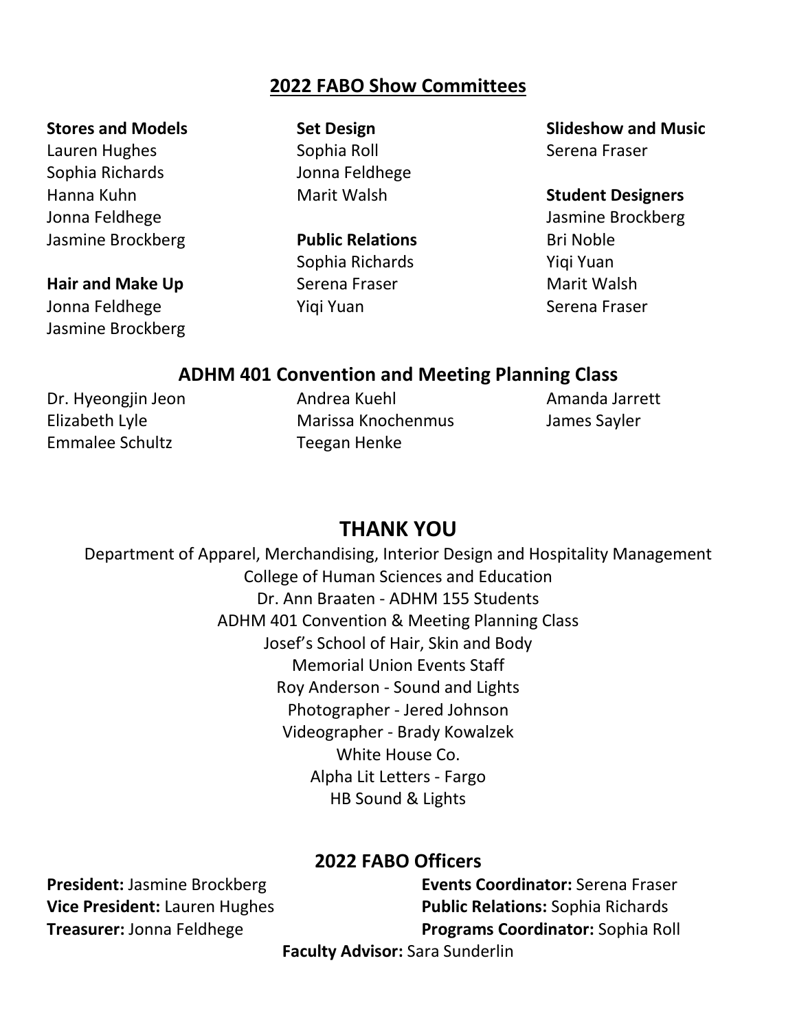## 2022 FABO Show Committees

**Stores and Models**

Lauren Hughes
Sophia Richards
Hanna Kuhn
Jonna Feldhege
Jasmine Brockberg

**Hair and Make Up**

Jonna Feldhege
Jasmine Brockberg

**Set Design**

Sophia Roll
Jonna Feldhege
Marit Walsh

**Public Relations**

Sophia Richards
Serena Fraser
Yiqi Yuan

**Slideshow and Music**

Serena Fraser

**Student Designers**

Jasmine Brockberg
Bri Noble
Yiqi Yuan
Marit Walsh
Serena Fraser

## ADHM 401 Convention and Meeting Planning Class

Dr. Hyeongjin Jeon
Elizabeth Lyle
Emmalee Schultz
Andrea Kuehl
Marissa Knochenmus
Teegan Henke
Amanda Jarrett
James Sayler

# THANK YOU

Department of Apparel, Merchandising, Interior Design and Hospitality Management
College of Human Sciences and Education
Dr. Ann Braaten - ADHM 155 Students
ADHM 401 Convention & Meeting Planning Class
Josef's School of Hair, Skin and Body
Memorial Union Events Staff
Roy Anderson - Sound and Lights
Photographer - Jered Johnson
Videographer - Brady Kowalzek
White House Co.
Alpha Lit Letters - Fargo
HB Sound & Lights

## 2022 FABO Officers

**President:** Jasmine Brockberg
**Vice President:** Lauren Hughes
**Treasurer:** Jonna Feldhege
**Events Coordinator:** Serena Fraser
**Public Relations:** Sophia Richards
**Programs Coordinator:** Sophia Roll
**Faculty Advisor:** Sara Sunderlin